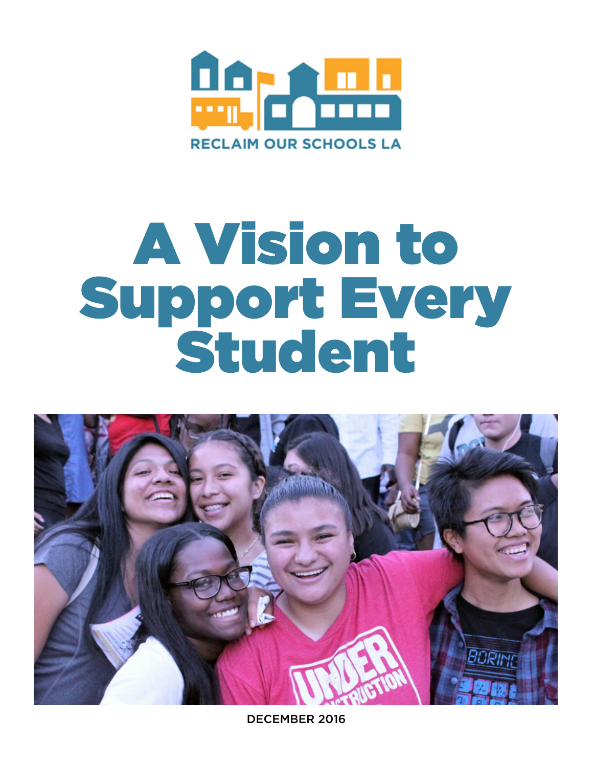RECLAIM OUR SCHOOLS LA

# A Vision to Support Every Student

DECEMBER 2016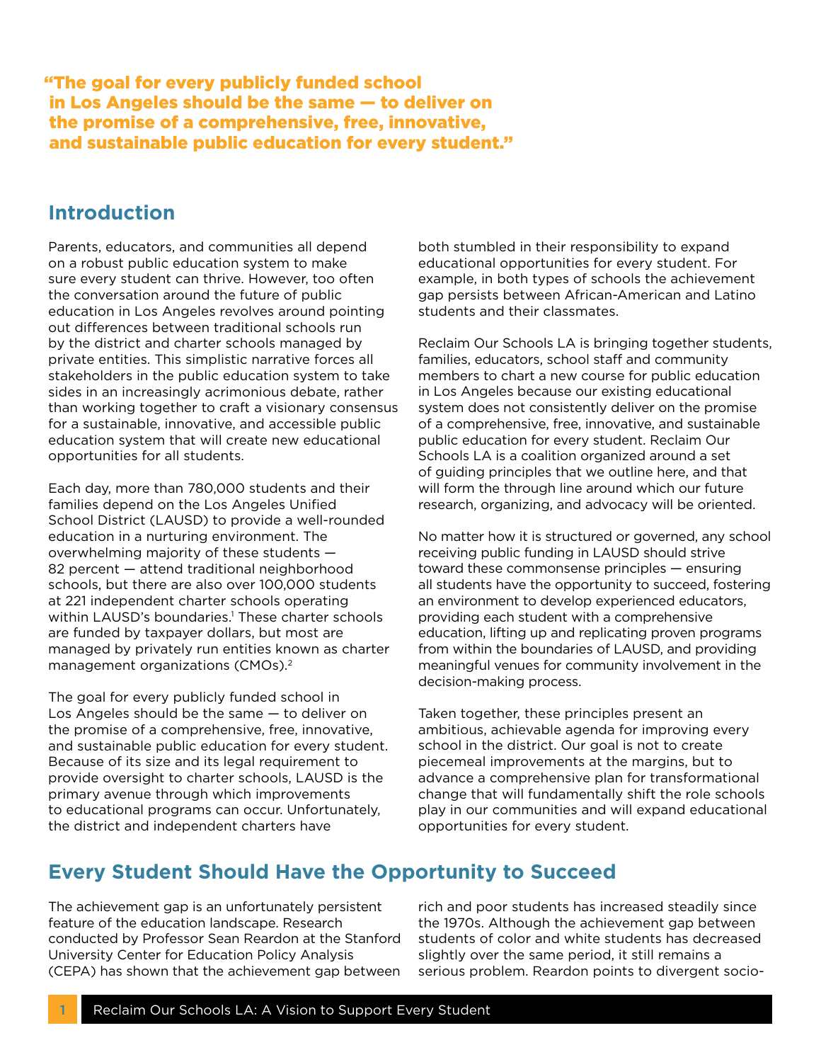**"The goal for every publicly funded school in Los Angeles should be the same — to deliver on the promise of a comprehensive, free, innovative, and sustainable public education for every student."**

## Introduction

Parents, educators, and communities all depend on a robust public education system to make sure every student can thrive. However, too often the conversation around the future of public education in Los Angeles revolves around pointing out differences between traditional schools run by the district and charter schools managed by private entities. This simplistic narrative forces all stakeholders in the public education system to take sides in an increasingly acrimonious debate, rather than working together to craft a visionary consensus for a sustainable, innovative, and accessible public education system that will create new educational opportunities for all students.

Each day, more than 780,000 students and their families depend on the Los Angeles Unified School District (LAUSD) to provide a well-rounded education in a nurturing environment. The overwhelming majority of these students — 82 percent — attend traditional neighborhood schools, but there are also over 100,000 students at 221 independent charter schools operating within LAUSD's boundaries.[1] These charter schools are funded by taxpayer dollars, but most are managed by privately run entities known as charter management organizations (CMOs).[2]

The goal for every publicly funded school in Los Angeles should be the same — to deliver on the promise of a comprehensive, free, innovative, and sustainable public education for every student. Because of its size and its legal requirement to provide oversight to charter schools, LAUSD is the primary avenue through which improvements to educational programs can occur. Unfortunately, the district and independent charters have both stumbled in their responsibility to expand educational opportunities for every student. For example, in both types of schools the achievement gap persists between African-American and Latino students and their classmates.

Reclaim Our Schools LA is bringing together students, families, educators, school staff and community members to chart a new course for public education in Los Angeles because our existing educational system does not consistently deliver on the promise of a comprehensive, free, innovative, and sustainable public education for every student. Reclaim Our Schools LA is a coalition organized around a set of guiding principles that we outline here, and that will form the through line around which our future research, organizing, and advocacy will be oriented.

No matter how it is structured or governed, any school receiving public funding in LAUSD should strive toward these commonsense principles — ensuring all students have the opportunity to succeed, fostering an environment to develop experienced educators, providing each student with a comprehensive education, lifting up and replicating proven programs from within the boundaries of LAUSD, and providing meaningful venues for community involvement in the decision-making process.

Taken together, these principles present an ambitious, achievable agenda for improving every school in the district. Our goal is not to create piecemeal improvements at the margins, but to advance a comprehensive plan for transformational change that will fundamentally shift the role schools play in our communities and will expand educational opportunities for every student.

## Every Student Should Have the Opportunity to Succeed

The achievement gap is an unfortunately persistent feature of the education landscape. Research conducted by Professor Sean Reardon at the Stanford University Center for Education Policy Analysis (CEPA) has shown that the achievement gap between rich and poor students has increased steadily since the 1970s. Although the achievement gap between students of color and white students has decreased slightly over the same period, it still remains a serious problem. Reardon points to divergent socio-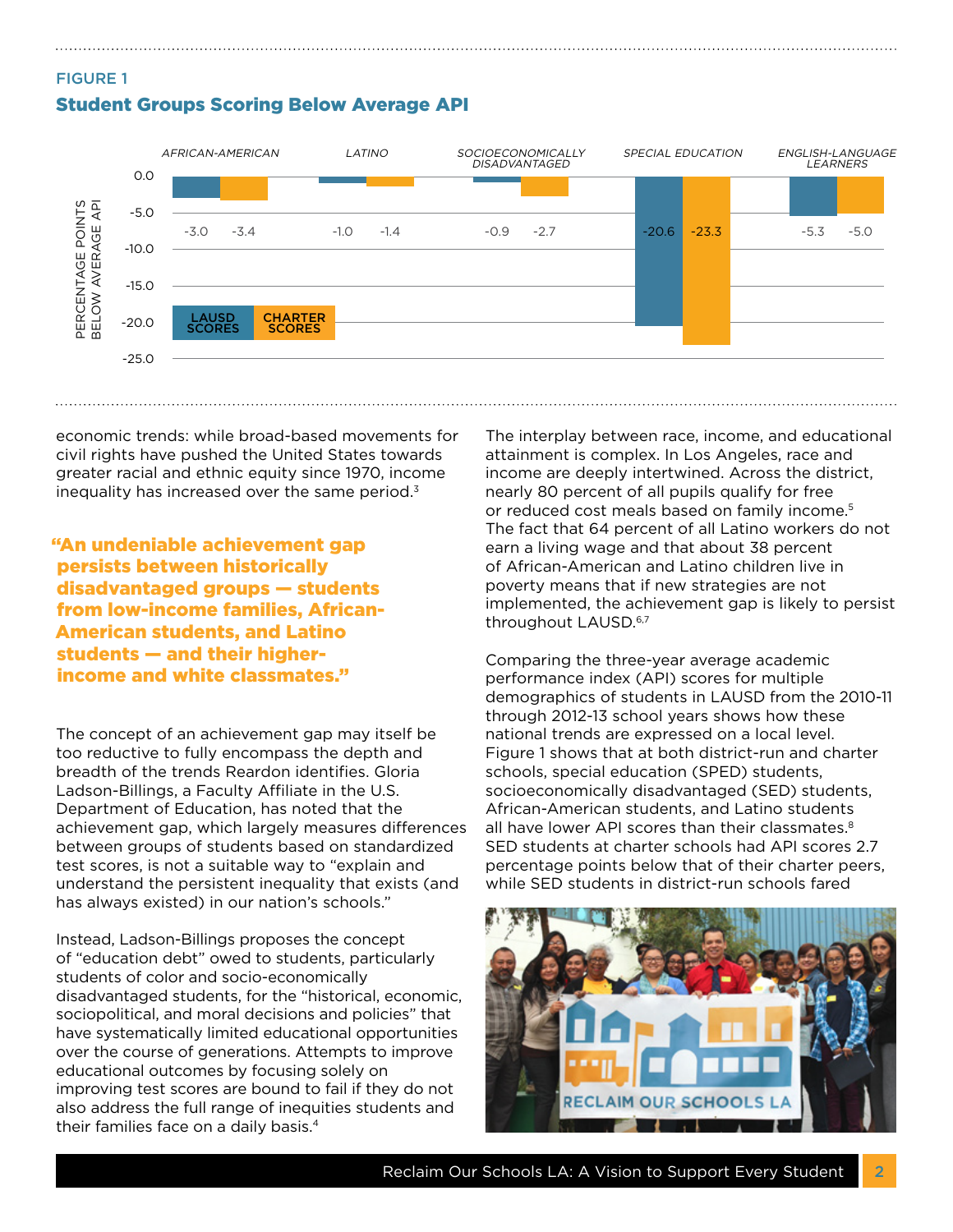FIGURE 1

## Student Groups Scoring Below Average API

| | LAUSD SCORES | CHARTER SCORES |
|---|---|---|
| AFRICAN-AMERICAN | -3.0 | -3.4 |
| LATINO | -1.0 | -1.4 |
| SOCIOECONOMICALLY DISADVANTAGED | -0.9 | -2.7 |
| SPECIAL EDUCATION | -20.6 | -23.3 |
| ENGLISH-LANGUAGE LEARNERS | -5.3 | -5.0 |

PERCENTAGE POINTS BELOW AVERAGE API

economic trends: while broad-based movements for civil rights have pushed the United States towards greater racial and ethnic equity since 1970, income inequality has increased over the same period.[3]

> **"An undeniable achievement gap persists between historically disadvantaged groups — students from low-income families, African-American students, and Latino students — and their higher-income and white classmates."**

The concept of an achievement gap may itself be too reductive to fully encompass the depth and breadth of the trends Reardon identifies. Gloria Ladson-Billings, a Faculty Affiliate in the U.S. Department of Education, has noted that the achievement gap, which largely measures differences between groups of students based on standardized test scores, is not a suitable way to "explain and understand the persistent inequality that exists (and has always existed) in our nation's schools."

Instead, Ladson-Billings proposes the concept of "education debt" owed to students, particularly students of color and socio-economically disadvantaged students, for the "historical, economic, sociopolitical, and moral decisions and policies" that have systematically limited educational opportunities over the course of generations. Attempts to improve educational outcomes by focusing solely on improving test scores are bound to fail if they do not also address the full range of inequities students and their families face on a daily basis.[4]

The interplay between race, income, and educational attainment is complex. In Los Angeles, race and income are deeply intertwined. Across the district, nearly 80 percent of all pupils qualify for free or reduced cost meals based on family income.[5] The fact that 64 percent of all Latino workers do not earn a living wage and that about 38 percent of African-American and Latino children live in poverty means that if new strategies are not implemented, the achievement gap is likely to persist throughout LAUSD.[6,7]

Comparing the three-year average academic performance index (API) scores for multiple demographics of students in LAUSD from the 2010-11 through 2012-13 school years shows how these national trends are expressed on a local level. Figure 1 shows that at both district-run and charter schools, special education (SPED) students, socioeconomically disadvantaged (SED) students, African-American students, and Latino students all have lower API scores than their classmates.[8] SED students at charter schools had API scores 2.7 percentage points below that of their charter peers, while SED students in district-run schools fared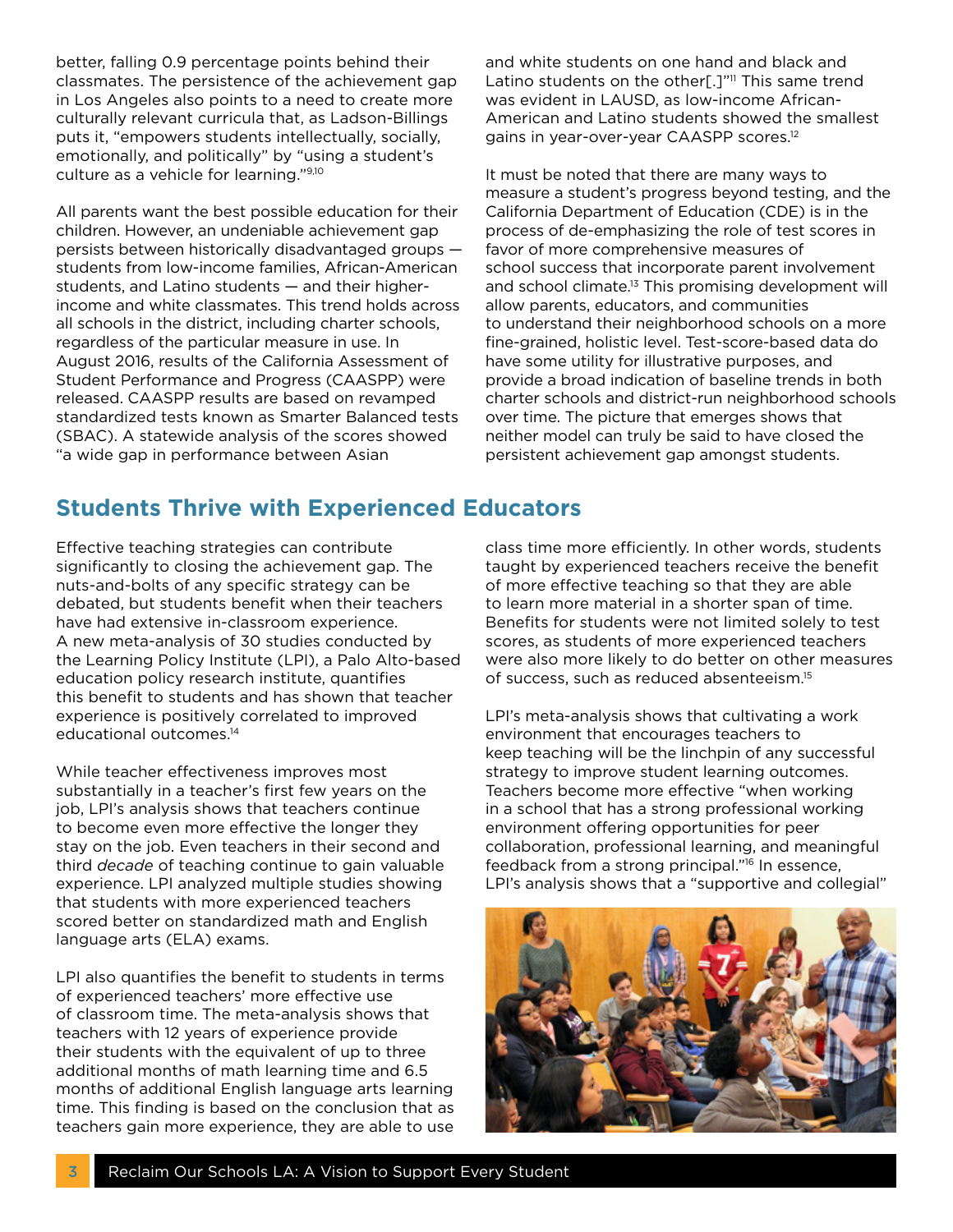better, falling 0.9 percentage points behind their classmates. The persistence of the achievement gap in Los Angeles also points to a need to create more culturally relevant curricula that, as Ladson-Billings puts it, "empowers students intellectually, socially, emotionally, and politically" by "using a student's culture as a vehicle for learning."[9,10]

All parents want the best possible education for their children. However, an undeniable achievement gap persists between historically disadvantaged groups — students from low-income families, African-American students, and Latino students — and their higher-income and white classmates. This trend holds across all schools in the district, including charter schools, regardless of the particular measure in use. In August 2016, results of the California Assessment of Student Performance and Progress (CAASPP) were released. CAASPP results are based on revamped standardized tests known as Smarter Balanced tests (SBAC). A statewide analysis of the scores showed "a wide gap in performance between Asian and white students on one hand and black and Latino students on the other[.]"[11] This same trend was evident in LAUSD, as low-income African-American and Latino students showed the smallest gains in year-over-year CAASPP scores.[12]

It must be noted that there are many ways to measure a student's progress beyond testing, and the California Department of Education (CDE) is in the process of de-emphasizing the role of test scores in favor of more comprehensive measures of school success that incorporate parent involvement and school climate.[13] This promising development will allow parents, educators, and communities to understand their neighborhood schools on a more fine-grained, holistic level. Test-score-based data do have some utility for illustrative purposes, and provide a broad indication of baseline trends in both charter schools and district-run neighborhood schools over time. The picture that emerges shows that neither model can truly be said to have closed the persistent achievement gap amongst students.

## Students Thrive with Experienced Educators

Effective teaching strategies can contribute significantly to closing the achievement gap. The nuts-and-bolts of any specific strategy can be debated, but students benefit when their teachers have had extensive in-classroom experience. A new meta-analysis of 30 studies conducted by the Learning Policy Institute (LPI), a Palo Alto-based education policy research institute, quantifies this benefit to students and has shown that teacher experience is positively correlated to improved educational outcomes.[14]

While teacher effectiveness improves most substantially in a teacher's first few years on the job, LPI's analysis shows that teachers continue to become even more effective the longer they stay on the job. Even teachers in their second and third *decade* of teaching continue to gain valuable experience. LPI analyzed multiple studies showing that students with more experienced teachers scored better on standardized math and English language arts (ELA) exams.

LPI also quantifies the benefit to students in terms of experienced teachers' more effective use of classroom time. The meta-analysis shows that teachers with 12 years of experience provide their students with the equivalent of up to three additional months of math learning time and 6.5 months of additional English language arts learning time. This finding is based on the conclusion that as teachers gain more experience, they are able to use class time more efficiently. In other words, students taught by experienced teachers receive the benefit of more effective teaching so that they are able to learn more material in a shorter span of time. Benefits for students were not limited solely to test scores, as students of more experienced teachers were also more likely to do better on other measures of success, such as reduced absenteeism.[15]

LPI's meta-analysis shows that cultivating a work environment that encourages teachers to keep teaching will be the linchpin of any successful strategy to improve student learning outcomes. Teachers become more effective "when working in a school that has a strong professional working environment offering opportunities for peer collaboration, professional learning, and meaningful feedback from a strong principal."[16] In essence, LPI's analysis shows that a "supportive and collegial"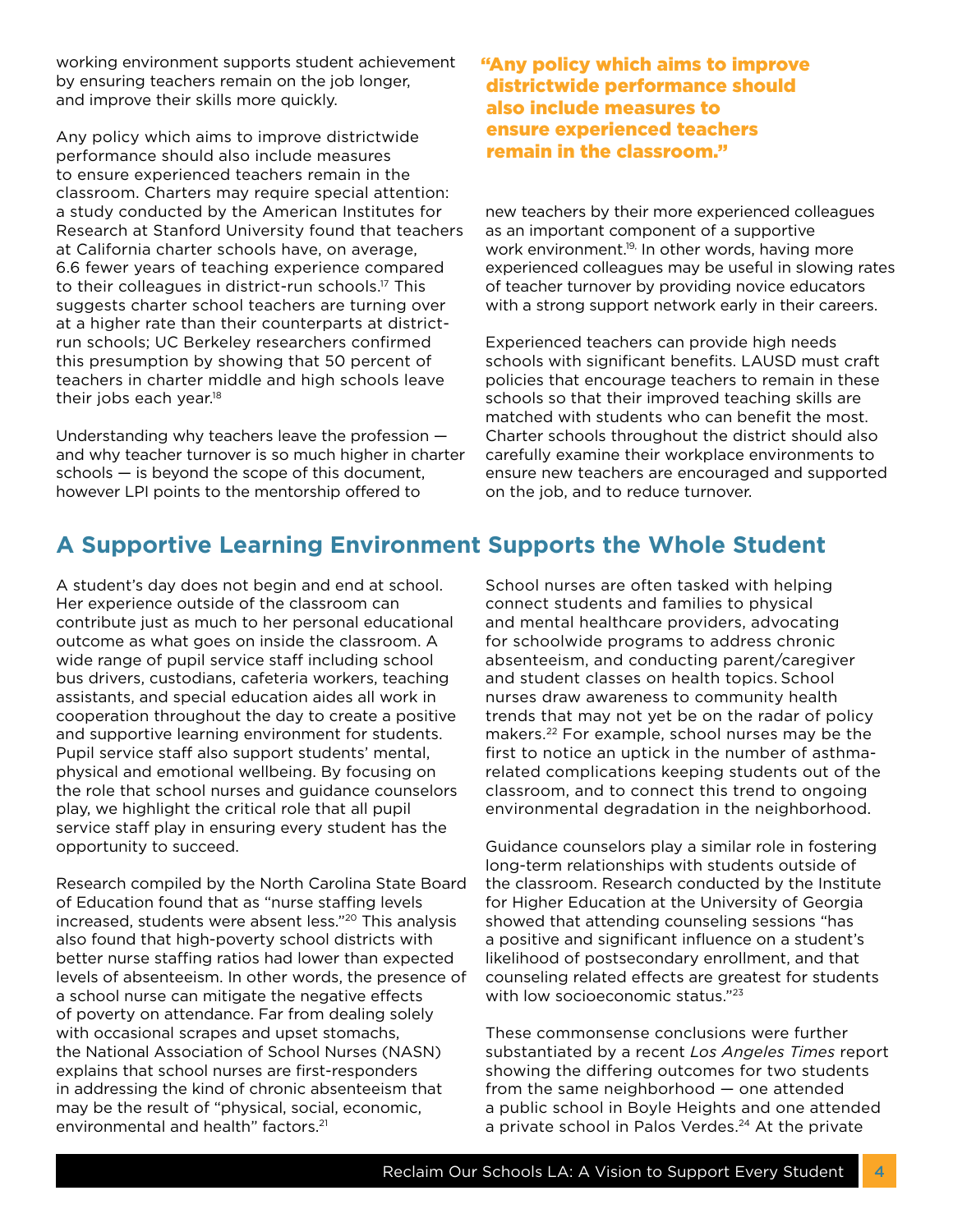working environment supports student achievement by ensuring teachers remain on the job longer, and improve their skills more quickly.

Any policy which aims to improve districtwide performance should also include measures to ensure experienced teachers remain in the classroom. Charters may require special attention: a study conducted by the American Institutes for Research at Stanford University found that teachers at California charter schools have, on average, 6.6 fewer years of teaching experience compared to their colleagues in district-run schools.[17] This suggests charter school teachers are turning over at a higher rate than their counterparts at district-run schools; UC Berkeley researchers confirmed this presumption by showing that 50 percent of teachers in charter middle and high schools leave their jobs each year.[18]

Understanding why teachers leave the profession — and why teacher turnover is so much higher in charter schools — is beyond the scope of this document, however LPI points to the mentorship offered to new teachers by their more experienced colleagues as an important component of a supportive work environment.[19] In other words, having more experienced colleagues may be useful in slowing rates of teacher turnover by providing novice educators with a strong support network early in their careers.

**"Any policy which aims to improve districtwide performance should also include measures to ensure experienced teachers remain in the classroom."**

Experienced teachers can provide high needs schools with significant benefits. LAUSD must craft policies that encourage teachers to remain in these schools so that their improved teaching skills are matched with students who can benefit the most. Charter schools throughout the district should also carefully examine their workplace environments to ensure new teachers are encouraged and supported on the job, and to reduce turnover.

## A Supportive Learning Environment Supports the Whole Student

A student's day does not begin and end at school. Her experience outside of the classroom can contribute just as much to her personal educational outcome as what goes on inside the classroom. A wide range of pupil service staff including school bus drivers, custodians, cafeteria workers, teaching assistants, and special education aides all work in cooperation throughout the day to create a positive and supportive learning environment for students. Pupil service staff also support students' mental, physical and emotional wellbeing. By focusing on the role that school nurses and guidance counselors play, we highlight the critical role that all pupil service staff play in ensuring every student has the opportunity to succeed.

Research compiled by the North Carolina State Board of Education found that as "nurse staffing levels increased, students were absent less."[20] This analysis also found that high-poverty school districts with better nurse staffing ratios had lower than expected levels of absenteeism. In other words, the presence of a school nurse can mitigate the negative effects of poverty on attendance. Far from dealing solely with occasional scrapes and upset stomachs, the National Association of School Nurses (NASN) explains that school nurses are first-responders in addressing the kind of chronic absenteeism that may be the result of "physical, social, economic, environmental and health" factors.[21]

School nurses are often tasked with helping connect students and families to physical and mental healthcare providers, advocating for schoolwide programs to address chronic absenteeism, and conducting parent/caregiver and student classes on health topics. School nurses draw awareness to community health trends that may not yet be on the radar of policy makers.[22] For example, school nurses may be the first to notice an uptick in the number of asthma-related complications keeping students out of the classroom, and to connect this trend to ongoing environmental degradation in the neighborhood.

Guidance counselors play a similar role in fostering long-term relationships with students outside of the classroom. Research conducted by the Institute for Higher Education at the University of Georgia showed that attending counseling sessions "has a positive and significant influence on a student's likelihood of postsecondary enrollment, and that counseling related effects are greatest for students with low socioeconomic status."[23]

These commonsense conclusions were further substantiated by a recent *Los Angeles Times* report showing the differing outcomes for two students from the same neighborhood — one attended a public school in Boyle Heights and one attended a private school in Palos Verdes.[24] At the private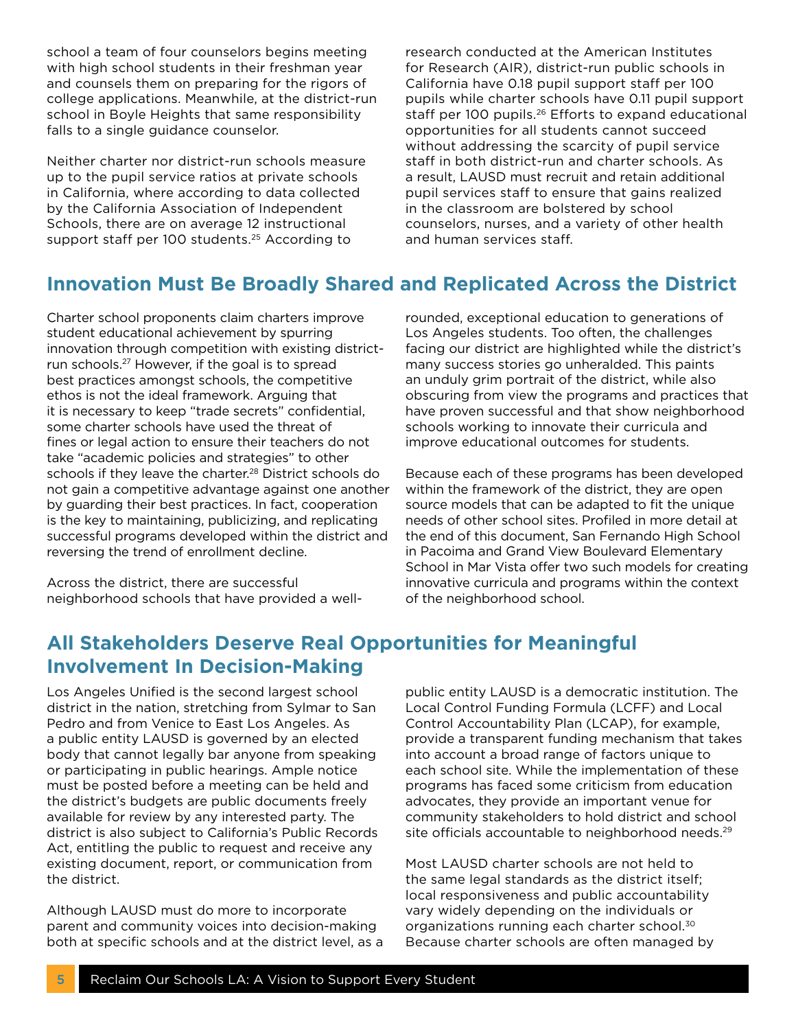school a team of four counselors begins meeting with high school students in their freshman year and counsels them on preparing for the rigors of college applications. Meanwhile, at the district-run school in Boyle Heights that same responsibility falls to a single guidance counselor.

Neither charter nor district-run schools measure up to the pupil service ratios at private schools in California, where according to data collected by the California Association of Independent Schools, there are on average 12 instructional support staff per 100 students.[25] According to research conducted at the American Institutes for Research (AIR), district-run public schools in California have 0.18 pupil support staff per 100 pupils while charter schools have 0.11 pupil support staff per 100 pupils.[26] Efforts to expand educational opportunities for all students cannot succeed without addressing the scarcity of pupil service staff in both district-run and charter schools. As a result, LAUSD must recruit and retain additional pupil services staff to ensure that gains realized in the classroom are bolstered by school counselors, nurses, and a variety of other health and human services staff.

## Innovation Must Be Broadly Shared and Replicated Across the District

Charter school proponents claim charters improve student educational achievement by spurring innovation through competition with existing district-run schools.[27] However, if the goal is to spread best practices amongst schools, the competitive ethos is not the ideal framework. Arguing that it is necessary to keep "trade secrets" confidential, some charter schools have used the threat of fines or legal action to ensure their teachers do not take "academic policies and strategies" to other schools if they leave the charter.[28] District schools do not gain a competitive advantage against one another by guarding their best practices. In fact, cooperation is the key to maintaining, publicizing, and replicating successful programs developed within the district and reversing the trend of enrollment decline.

Across the district, there are successful neighborhood schools that have provided a well-rounded, exceptional education to generations of Los Angeles students. Too often, the challenges facing our district are highlighted while the district's many success stories go unheralded. This paints an unduly grim portrait of the district, while also obscuring from view the programs and practices that have proven successful and that show neighborhood schools working to innovate their curricula and improve educational outcomes for students.

Because each of these programs has been developed within the framework of the district, they are open source models that can be adapted to fit the unique needs of other school sites. Profiled in more detail at the end of this document, San Fernando High School in Pacoima and Grand View Boulevard Elementary School in Mar Vista offer two such models for creating innovative curricula and programs within the context of the neighborhood school.

## All Stakeholders Deserve Real Opportunities for Meaningful Involvement In Decision-Making

Los Angeles Unified is the second largest school district in the nation, stretching from Sylmar to San Pedro and from Venice to East Los Angeles. As a public entity LAUSD is governed by an elected body that cannot legally bar anyone from speaking or participating in public hearings. Ample notice must be posted before a meeting can be held and the district's budgets are public documents freely available for review by any interested party. The district is also subject to California's Public Records Act, entitling the public to request and receive any existing document, report, or communication from the district.

Although LAUSD must do more to incorporate parent and community voices into decision-making both at specific schools and at the district level, as a public entity LAUSD is a democratic institution. The Local Control Funding Formula (LCFF) and Local Control Accountability Plan (LCAP), for example, provide a transparent funding mechanism that takes into account a broad range of factors unique to each school site. While the implementation of these programs has faced some criticism from education advocates, they provide an important venue for community stakeholders to hold district and school site officials accountable to neighborhood needs.[29]

Most LAUSD charter schools are not held to the same legal standards as the district itself; local responsiveness and public accountability vary widely depending on the individuals or organizations running each charter school.[30] Because charter schools are often managed by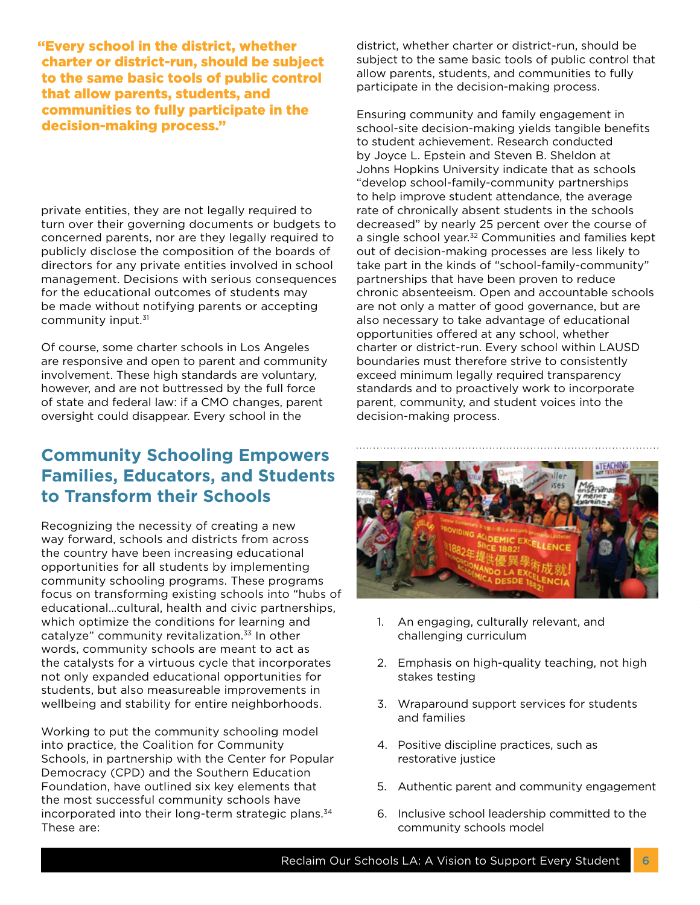> **"Every school in the district, whether charter or district-run, should be subject to the same basic tools of public control that allow parents, students, and communities to fully participate in the decision-making process."**

private entities, they are not legally required to turn over their governing documents or budgets to concerned parents, nor are they legally required to publicly disclose the composition of the boards of directors for any private entities involved in school management. Decisions with serious consequences for the educational outcomes of students may be made without notifying parents or accepting community input.[31]

Of course, some charter schools in Los Angeles are responsive and open to parent and community involvement. These high standards are voluntary, however, and are not buttressed by the full force of state and federal law: if a CMO changes, parent oversight could disappear. Every school in the district, whether charter or district-run, should be subject to the same basic tools of public control that allow parents, students, and communities to fully participate in the decision-making process.

Ensuring community and family engagement in school-site decision-making yields tangible benefits to student achievement. Research conducted by Joyce L. Epstein and Steven B. Sheldon at Johns Hopkins University indicate that as schools "develop school-family-community partnerships to help improve student attendance, the average rate of chronically absent students in the schools decreased" by nearly 25 percent over the course of a single school year.[32] Communities and families kept out of decision-making processes are less likely to take part in the kinds of "school-family-community" partnerships that have been proven to reduce chronic absenteeism. Open and accountable schools are not only a matter of good governance, but are also necessary to take advantage of educational opportunities offered at any school, whether charter or district-run. Every school within LAUSD boundaries must therefore strive to consistently exceed minimum legally required transparency standards and to proactively work to incorporate parent, community, and student voices into the decision-making process.

## Community Schooling Empowers Families, Educators, and Students to Transform their Schools

Recognizing the necessity of creating a new way forward, schools and districts from across the country have been increasing educational opportunities for all students by implementing community schooling programs. These programs focus on transforming existing schools into "hubs of educational…cultural, health and civic partnerships, which optimize the conditions for learning and catalyze" community revitalization.[33] In other words, community schools are meant to act as the catalysts for a virtuous cycle that incorporates not only expanded educational opportunities for students, but also measureable improvements in wellbeing and stability for entire neighborhoods.

Working to put the community schooling model into practice, the Coalition for Community Schools, in partnership with the Center for Popular Democracy (CPD) and the Southern Education Foundation, have outlined six key elements that the most successful community schools have incorporated into their long-term strategic plans.[34] These are:

1. An engaging, culturally relevant, and challenging curriculum
2. Emphasis on high-quality teaching, not high stakes testing
3. Wraparound support services for students and families
4. Positive discipline practices, such as restorative justice
5. Authentic parent and community engagement
6. Inclusive school leadership committed to the community schools model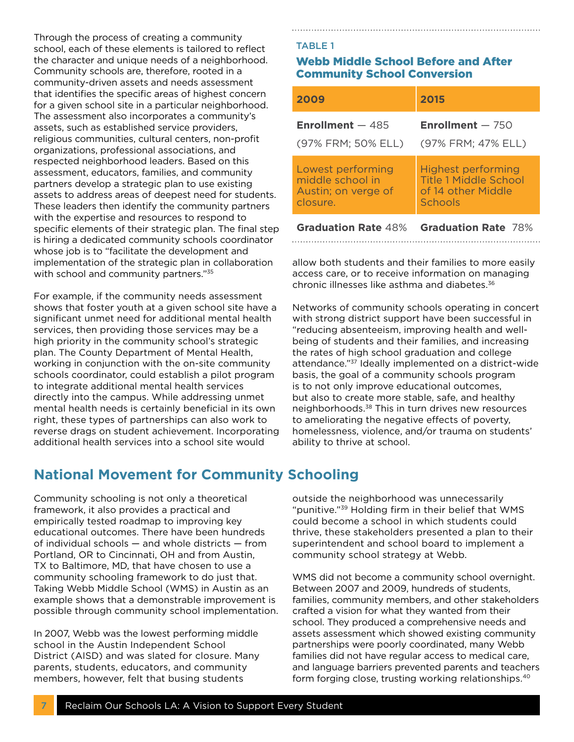Through the process of creating a community school, each of these elements is tailored to reflect the character and unique needs of a neighborhood. Community schools are, therefore, rooted in a community-driven assets and needs assessment that identifies the specific areas of highest concern for a given school site in a particular neighborhood. The assessment also incorporates a community's assets, such as established service providers, religious communities, cultural centers, non-profit organizations, professional associations, and respected neighborhood leaders. Based on this assessment, educators, families, and community partners develop a strategic plan to use existing assets to address areas of deepest need for students. These leaders then identify the community partners with the expertise and resources to respond to specific elements of their strategic plan. The final step is hiring a dedicated community schools coordinator whose job is to "facilitate the development and implementation of the strategic plan in collaboration with school and community partners."[35]

For example, if the community needs assessment shows that foster youth at a given school site have a significant unmet need for additional mental health services, then providing those services may be a high priority in the community school's strategic plan. The County Department of Mental Health, working in conjunction with the on-site community schools coordinator, could establish a pilot program to integrate additional mental health services directly into the campus. While addressing unmet mental health needs is certainly beneficial in its own right, these types of partnerships can also work to reverse drags on student achievement. Incorporating additional health services into a school site would allow both students and their families to more easily access care, or to receive information on managing chronic illnesses like asthma and diabetes.[36]

TABLE 1

**Webb Middle School Before and After Community School Conversion**

| 2009 | 2015 |
|---|---|
| **Enrollment** — 485 (97% FRM; 50% ELL) | **Enrollment** — 750 (97% FRM; 47% ELL) |
| Lowest performing middle school in Austin; on verge of closure. | Highest performing Title 1 Middle School of 14 other Middle Schools |
| **Graduation Rate** 48% | **Graduation Rate** 78% |

Networks of community schools operating in concert with strong district support have been successful in "reducing absenteeism, improving health and well-being of students and their families, and increasing the rates of high school graduation and college attendance."[37] Ideally implemented on a district-wide basis, the goal of a community schools program is to not only improve educational outcomes, but also to create more stable, safe, and healthy neighborhoods.[38] This in turn drives new resources to ameliorating the negative effects of poverty, homelessness, violence, and/or trauma on students' ability to thrive at school.

## National Movement for Community Schooling

Community schooling is not only a theoretical framework, it also provides a practical and empirically tested roadmap to improving key educational outcomes. There have been hundreds of individual schools — and whole districts — from Portland, OR to Cincinnati, OH and from Austin, TX to Baltimore, MD, that have chosen to use a community schooling framework to do just that. Taking Webb Middle School (WMS) in Austin as an example shows that a demonstrable improvement is possible through community school implementation.

In 2007, Webb was the lowest performing middle school in the Austin Independent School District (AISD) and was slated for closure. Many parents, students, educators, and community members, however, felt that busing students outside the neighborhood was unnecessarily "punitive."[39] Holding firm in their belief that WMS could become a school in which students could thrive, these stakeholders presented a plan to their superintendent and school board to implement a community school strategy at Webb.

WMS did not become a community school overnight. Between 2007 and 2009, hundreds of students, families, community members, and other stakeholders crafted a vision for what they wanted from their school. They produced a comprehensive needs and assets assessment which showed existing community partnerships were poorly coordinated, many Webb families did not have regular access to medical care, and language barriers prevented parents and teachers form forging close, trusting working relationships.[40]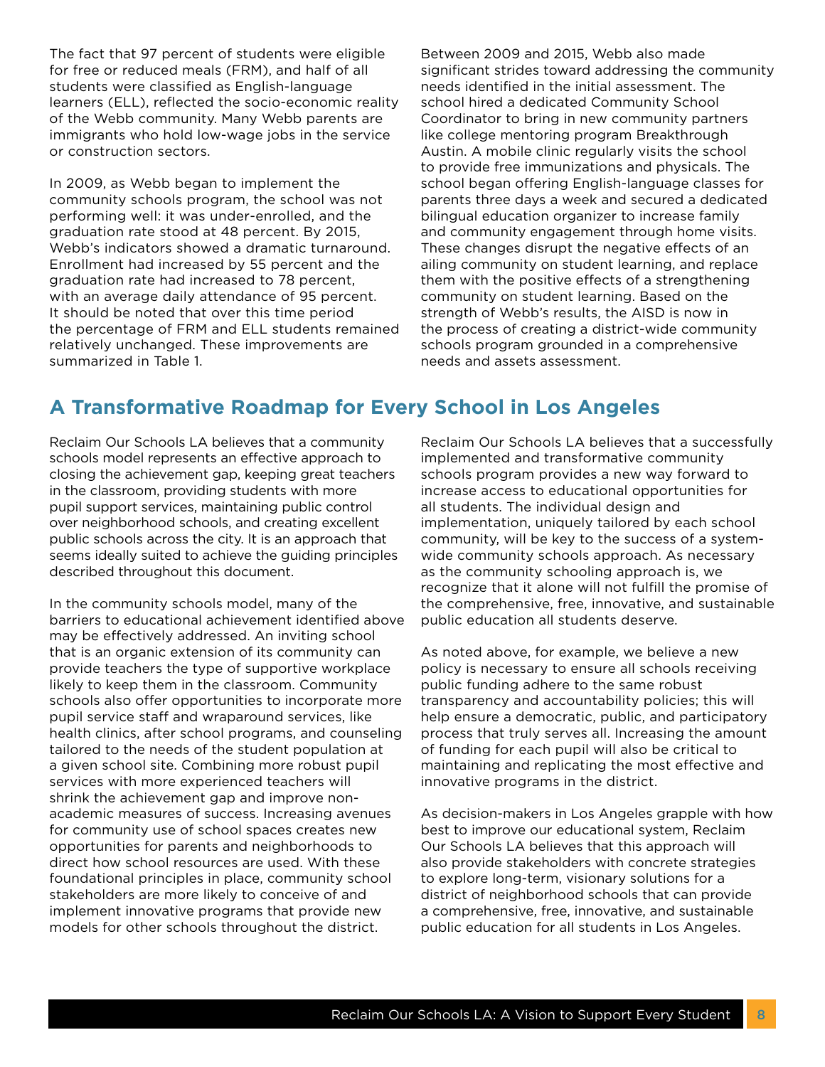The fact that 97 percent of students were eligible for free or reduced meals (FRM), and half of all students were classified as English-language learners (ELL), reflected the socio-economic reality of the Webb community. Many Webb parents are immigrants who hold low-wage jobs in the service or construction sectors.

In 2009, as Webb began to implement the community schools program, the school was not performing well: it was under-enrolled, and the graduation rate stood at 48 percent. By 2015, Webb's indicators showed a dramatic turnaround. Enrollment had increased by 55 percent and the graduation rate had increased to 78 percent, with an average daily attendance of 95 percent. It should be noted that over this time period the percentage of FRM and ELL students remained relatively unchanged. These improvements are summarized in Table 1.

Between 2009 and 2015, Webb also made significant strides toward addressing the community needs identified in the initial assessment. The school hired a dedicated Community School Coordinator to bring in new community partners like college mentoring program Breakthrough Austin. A mobile clinic regularly visits the school to provide free immunizations and physicals. The school began offering English-language classes for parents three days a week and secured a dedicated bilingual education organizer to increase family and community engagement through home visits. These changes disrupt the negative effects of an ailing community on student learning, and replace them with the positive effects of a strengthening community on student learning. Based on the strength of Webb's results, the AISD is now in the process of creating a district-wide community schools program grounded in a comprehensive needs and assets assessment.

## A Transformative Roadmap for Every School in Los Angeles

Reclaim Our Schools LA believes that a community schools model represents an effective approach to closing the achievement gap, keeping great teachers in the classroom, providing students with more pupil support services, maintaining public control over neighborhood schools, and creating excellent public schools across the city. It is an approach that seems ideally suited to achieve the guiding principles described throughout this document.

In the community schools model, many of the barriers to educational achievement identified above may be effectively addressed. An inviting school that is an organic extension of its community can provide teachers the type of supportive workplace likely to keep them in the classroom. Community schools also offer opportunities to incorporate more pupil service staff and wraparound services, like health clinics, after school programs, and counseling tailored to the needs of the student population at a given school site. Combining more robust pupil services with more experienced teachers will shrink the achievement gap and improve non-academic measures of success. Increasing avenues for community use of school spaces creates new opportunities for parents and neighborhoods to direct how school resources are used. With these foundational principles in place, community school stakeholders are more likely to conceive of and implement innovative programs that provide new models for other schools throughout the district.

Reclaim Our Schools LA believes that a successfully implemented and transformative community schools program provides a new way forward to increase access to educational opportunities for all students. The individual design and implementation, uniquely tailored by each school community, will be key to the success of a system-wide community schools approach. As necessary as the community schooling approach is, we recognize that it alone will not fulfill the promise of the comprehensive, free, innovative, and sustainable public education all students deserve.

As noted above, for example, we believe a new policy is necessary to ensure all schools receiving public funding adhere to the same robust transparency and accountability policies; this will help ensure a democratic, public, and participatory process that truly serves all. Increasing the amount of funding for each pupil will also be critical to maintaining and replicating the most effective and innovative programs in the district.

As decision-makers in Los Angeles grapple with how best to improve our educational system, Reclaim Our Schools LA believes that this approach will also provide stakeholders with concrete strategies to explore long-term, visionary solutions for a district of neighborhood schools that can provide a comprehensive, free, innovative, and sustainable public education for all students in Los Angeles.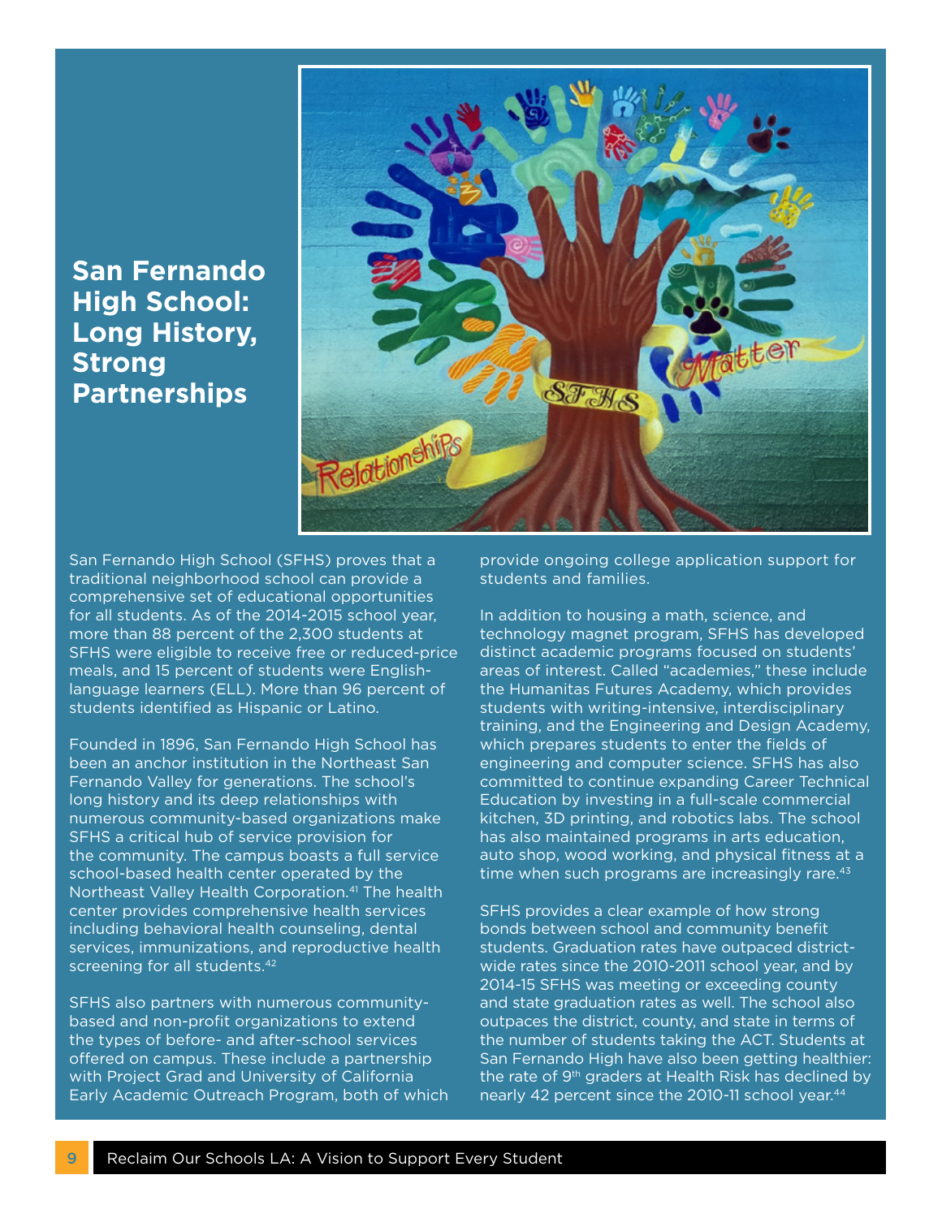## San Fernando High School: Long History, Strong Partnerships

San Fernando High School (SFHS) proves that a traditional neighborhood school can provide a comprehensive set of educational opportunities for all students. As of the 2014-2015 school year, more than 88 percent of the 2,300 students at SFHS were eligible to receive free or reduced-price meals, and 15 percent of students were English-language learners (ELL). More than 96 percent of students identified as Hispanic or Latino.

Founded in 1896, San Fernando High School has been an anchor institution in the Northeast San Fernando Valley for generations. The school's long history and its deep relationships with numerous community-based organizations make SFHS a critical hub of service provision for the community. The campus boasts a full service school-based health center operated by the Northeast Valley Health Corporation.[41] The health center provides comprehensive health services including behavioral health counseling, dental services, immunizations, and reproductive health screening for all students.[42]

SFHS also partners with numerous community-based and non-profit organizations to extend the types of before- and after-school services offered on campus. These include a partnership with Project Grad and University of California Early Academic Outreach Program, both of which provide ongoing college application support for students and families.

In addition to housing a math, science, and technology magnet program, SFHS has developed distinct academic programs focused on students' areas of interest. Called "academies," these include the Humanitas Futures Academy, which provides students with writing-intensive, interdisciplinary training, and the Engineering and Design Academy, which prepares students to enter the fields of engineering and computer science. SFHS has also committed to continue expanding Career Technical Education by investing in a full-scale commercial kitchen, 3D printing, and robotics labs. The school has also maintained programs in arts education, auto shop, wood working, and physical fitness at a time when such programs are increasingly rare.[43]

SFHS provides a clear example of how strong bonds between school and community benefit students. Graduation rates have outpaced district-wide rates since the 2010-2011 school year, and by 2014-15 SFHS was meeting or exceeding county and state graduation rates as well. The school also outpaces the district, county, and state in terms of the number of students taking the ACT. Students at San Fernando High have also been getting healthier: the rate of 9th graders at Health Risk has declined by nearly 42 percent since the 2010-11 school year.[44]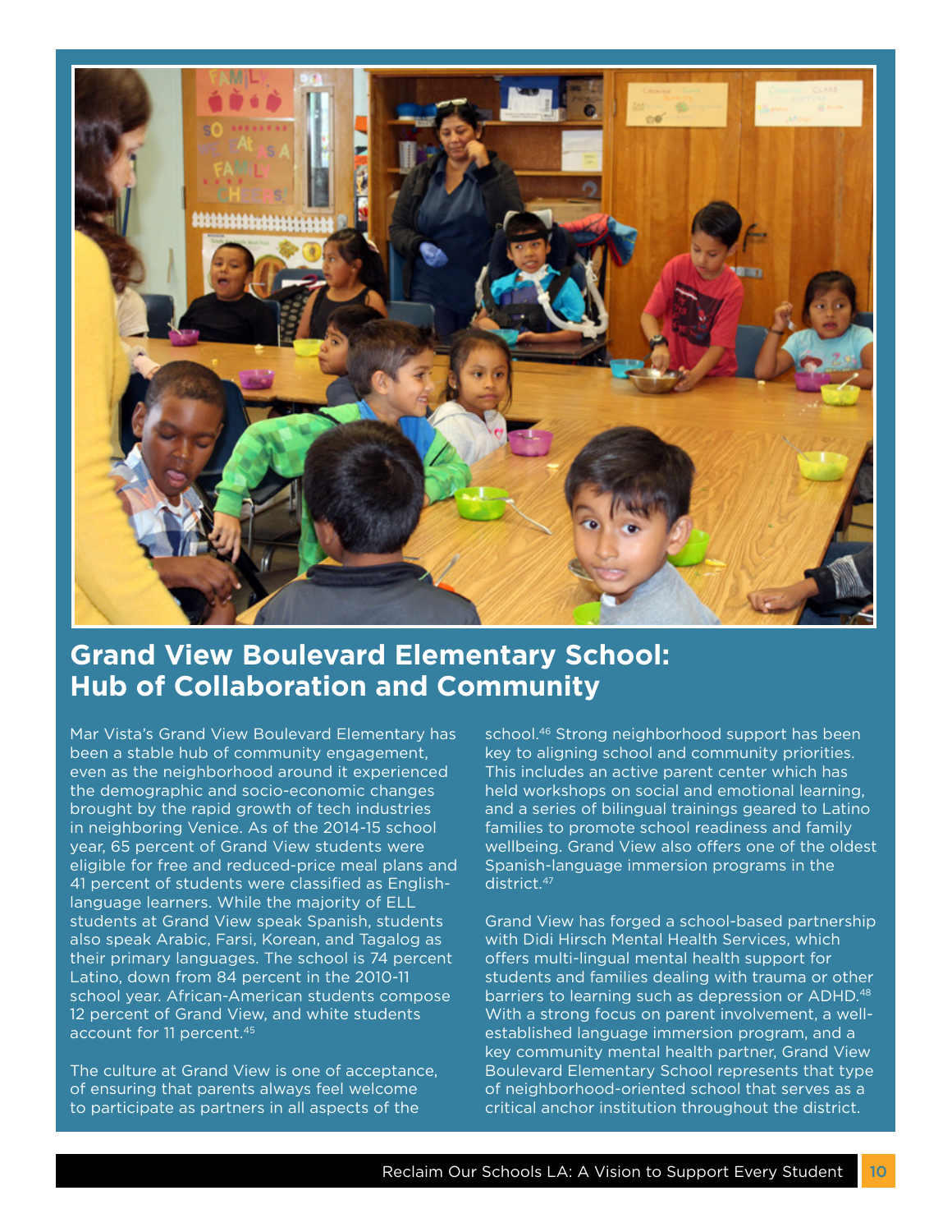## Grand View Boulevard Elementary School: Hub of Collaboration and Community

Mar Vista's Grand View Boulevard Elementary has been a stable hub of community engagement, even as the neighborhood around it experienced the demographic and socio-economic changes brought by the rapid growth of tech industries in neighboring Venice. As of the 2014-15 school year, 65 percent of Grand View students were eligible for free and reduced-price meal plans and 41 percent of students were classified as English-language learners. While the majority of ELL students at Grand View speak Spanish, students also speak Arabic, Farsi, Korean, and Tagalog as their primary languages. The school is 74 percent Latino, down from 84 percent in the 2010-11 school year. African-American students compose 12 percent of Grand View, and white students account for 11 percent.[45]

The culture at Grand View is one of acceptance, of ensuring that parents always feel welcome to participate as partners in all aspects of the school.[46] Strong neighborhood support has been key to aligning school and community priorities. This includes an active parent center which has held workshops on social and emotional learning, and a series of bilingual trainings geared to Latino families to promote school readiness and family wellbeing. Grand View also offers one of the oldest Spanish-language immersion programs in the district.[47]

Grand View has forged a school-based partnership with Didi Hirsch Mental Health Services, which offers multi-lingual mental health support for students and families dealing with trauma or other barriers to learning such as depression or ADHD.[48] With a strong focus on parent involvement, a well-established language immersion program, and a key community mental health partner, Grand View Boulevard Elementary School represents that type of neighborhood-oriented school that serves as a critical anchor institution throughout the district.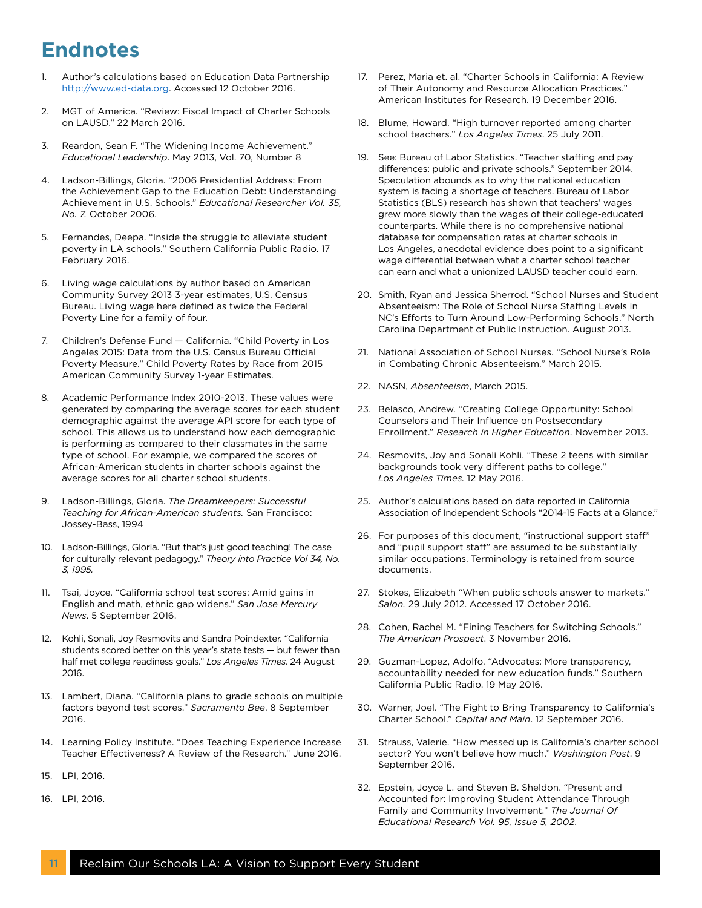# Endnotes

1. Author's calculations based on Education Data Partnership http://www.ed-data.org. Accessed 12 October 2016.

2. MGT of America. "Review: Fiscal Impact of Charter Schools on LAUSD." 22 March 2016.

3. Reardon, Sean F. "The Widening Income Achievement." *Educational Leadership*. May 2013, Vol. 70, Number 8

4. Ladson-Billings, Gloria. "2006 Presidential Address: From the Achievement Gap to the Education Debt: Understanding Achievement in U.S. Schools." *Educational Researcher Vol. 35, No. 7.* October 2006.

5. Fernandes, Deepa. "Inside the struggle to alleviate student poverty in LA schools." Southern California Public Radio. 17 February 2016.

6. Living wage calculations by author based on American Community Survey 2013 3-year estimates, U.S. Census Bureau. Living wage here defined as twice the Federal Poverty Line for a family of four.

7. Children's Defense Fund — California. "Child Poverty in Los Angeles 2015: Data from the U.S. Census Bureau Official Poverty Measure." Child Poverty Rates by Race from 2015 American Community Survey 1-year Estimates.

8. Academic Performance Index 2010-2013. These values were generated by comparing the average scores for each student demographic against the average API score for each type of school. This allows us to understand how each demographic is performing as compared to their classmates in the same type of school. For example, we compared the scores of African-American students in charter schools against the average scores for all charter school students.

9. Ladson-Billings, Gloria. *The Dreamkeepers: Successful Teaching for African-American students.* San Francisco: Jossey-Bass, 1994

10. Ladson-Billings, Gloria. "But that's just good teaching! The case for culturally relevant pedagogy." *Theory into Practice Vol 34, No. 3, 1995.*

11. Tsai, Joyce. "California school test scores: Amid gains in English and math, ethnic gap widens." *San Jose Mercury News*. 5 September 2016.

12. Kohli, Sonali, Joy Resmovits and Sandra Poindexter. "California students scored better on this year's state tests — but fewer than half met college readiness goals." *Los Angeles Times*. 24 August 2016.

13. Lambert, Diana. "California plans to grade schools on multiple factors beyond test scores." *Sacramento Bee*. 8 September 2016.

14. Learning Policy Institute. "Does Teaching Experience Increase Teacher Effectiveness? A Review of the Research." June 2016.

15. LPI, 2016.

16. LPI, 2016.

17. Perez, Maria et. al. "Charter Schools in California: A Review of Their Autonomy and Resource Allocation Practices." American Institutes for Research. 19 December 2016.

18. Blume, Howard. "High turnover reported among charter school teachers." *Los Angeles Times*. 25 July 2011.

19. See: Bureau of Labor Statistics. "Teacher staffing and pay differences: public and private schools." September 2014. Speculation abounds as to why the national education system is facing a shortage of teachers. Bureau of Labor Statistics (BLS) research has shown that teachers' wages grew more slowly than the wages of their college-educated counterparts. While there is no comprehensive national database for compensation rates at charter schools in Los Angeles, anecdotal evidence does point to a significant wage differential between what a charter school teacher can earn and what a unionized LAUSD teacher could earn.

20. Smith, Ryan and Jessica Sherrod. "School Nurses and Student Absenteeism: The Role of School Nurse Staffing Levels in NC's Efforts to Turn Around Low-Performing Schools." North Carolina Department of Public Instruction. August 2013.

21. National Association of School Nurses. "School Nurse's Role in Combating Chronic Absenteeism." March 2015.

22. NASN, *Absenteeism*, March 2015.

23. Belasco, Andrew. "Creating College Opportunity: School Counselors and Their Influence on Postsecondary Enrollment." *Research in Higher Education*. November 2013.

24. Resmovits, Joy and Sonali Kohli. "These 2 teens with similar backgrounds took very different paths to college." *Los Angeles Times.* 12 May 2016.

25. Author's calculations based on data reported in California Association of Independent Schools "2014-15 Facts at a Glance."

26. For purposes of this document, "instructional support staff" and "pupil support staff" are assumed to be substantially similar occupations. Terminology is retained from source documents.

27. Stokes, Elizabeth "When public schools answer to markets." *Salon.* 29 July 2012. Accessed 17 October 2016.

28. Cohen, Rachel M. "Fining Teachers for Switching Schools." *The American Prospect*. 3 November 2016.

29. Guzman-Lopez, Adolfo. "Advocates: More transparency, accountability needed for new education funds." Southern California Public Radio. 19 May 2016.

30. Warner, Joel. "The Fight to Bring Transparency to California's Charter School." *Capital and Main*. 12 September 2016.

31. Strauss, Valerie. "How messed up is California's charter school sector? You won't believe how much." *Washington Post*. 9 September 2016.

32. Epstein, Joyce L. and Steven B. Sheldon. "Present and Accounted for: Improving Student Attendance Through Family and Community Involvement." *The Journal Of Educational Research Vol. 95, Issue 5, 2002.*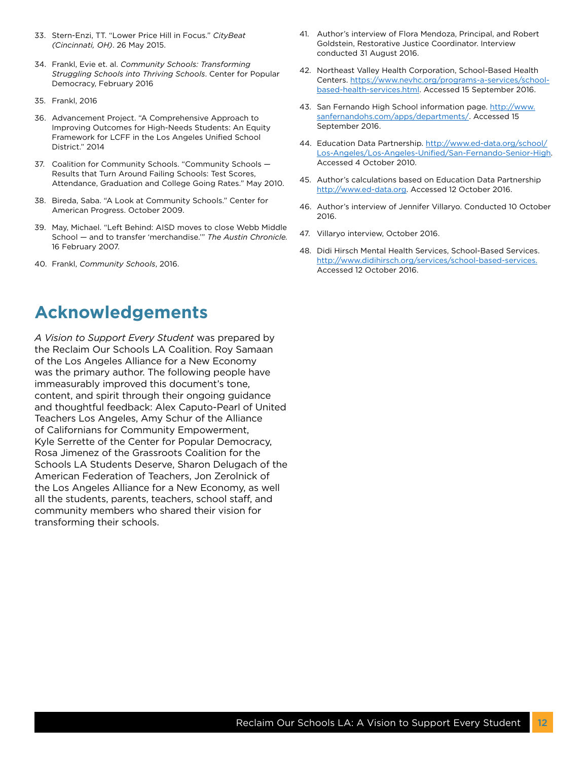33. Stern-Enzi, TT. "Lower Price Hill in Focus." *CityBeat (Cincinnati, OH)*. 26 May 2015.

34. Frankl, Evie et. al. *Community Schools: Transforming Struggling Schools into Thriving Schools*. Center for Popular Democracy, February 2016

35. Frankl, 2016

36. Advancement Project. "A Comprehensive Approach to Improving Outcomes for High-Needs Students: An Equity Framework for LCFF in the Los Angeles Unified School District." 2014

37. Coalition for Community Schools. "Community Schools — Results that Turn Around Failing Schools: Test Scores, Attendance, Graduation and College Going Rates." May 2010.

38. Bireda, Saba. "A Look at Community Schools." Center for American Progress. October 2009.

39. May, Michael. "Left Behind: AISD moves to close Webb Middle School — and to transfer 'merchandise.'" *The Austin Chronicle.* 16 February 2007.

40. Frankl, *Community Schools*, 2016.

41. Author's interview of Flora Mendoza, Principal, and Robert Goldstein, Restorative Justice Coordinator. Interview conducted 31 August 2016.

42. Northeast Valley Health Corporation, School-Based Health Centers. https://www.nevhc.org/programs-a-services/school-based-health-services.html. Accessed 15 September 2016.

43. San Fernando High School information page. http://www.sanfernandohs.com/apps/departments/. Accessed 15 September 2016.

44. Education Data Partnership. http://www.ed-data.org/school/Los-Angeles/Los-Angeles-Unified/San-Fernando-Senior-High. Accessed 4 October 2010.

45. Author's calculations based on Education Data Partnership http://www.ed-data.org. Accessed 12 October 2016.

46. Author's interview of Jennifer Villaryo. Conducted 10 October 2016.

47. Villaryo interview, October 2016.

48. Didi Hirsch Mental Health Services, School-Based Services. http://www.didihirsch.org/services/school-based-services. Accessed 12 October 2016.

## Acknowledgements

*A Vision to Support Every Student* was prepared by the Reclaim Our Schools LA Coalition. Roy Samaan of the Los Angeles Alliance for a New Economy was the primary author. The following people have immeasurably improved this document's tone, content, and spirit through their ongoing guidance and thoughtful feedback: Alex Caputo-Pearl of United Teachers Los Angeles, Amy Schur of the Alliance of Californians for Community Empowerment, Kyle Serrette of the Center for Popular Democracy, Rosa Jimenez of the Grassroots Coalition for the Schools LA Students Deserve, Sharon Delugach of the American Federation of Teachers, Jon Zerolnick of the Los Angeles Alliance for a New Economy, as well all the students, parents, teachers, school staff, and community members who shared their vision for transforming their schools.